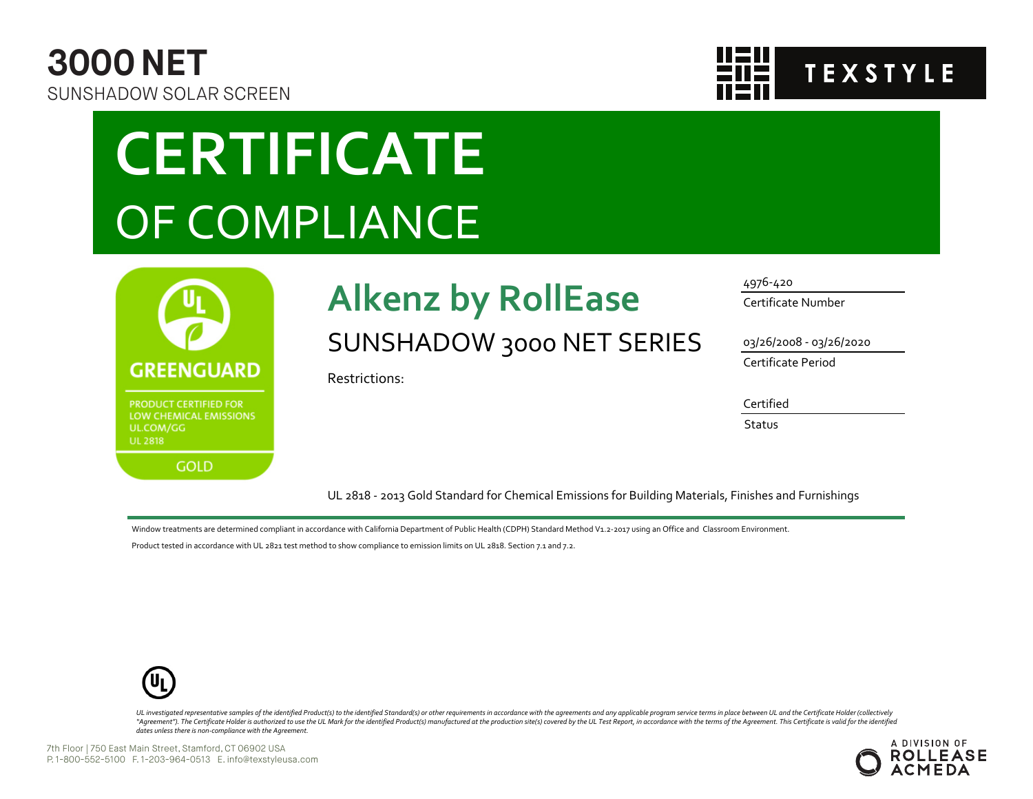**3000 NET**
SUNSHADOW SOLAR SCREEN

TEXSTYLE

# CERTIFICATE
## OF COMPLIANCE

GREENGUARD
PRODUCT CERTIFIED FOR LOW CHEMICAL EMISSIONS
UL.COM/GG
UL 2818
GOLD

## Alkenz by RollEase

SUNSHADOW 3000 NET SERIES

Restrictions:

4976-420
Certificate Number

03/26/2008 - 03/26/2020
Certificate Period

Certified
Status

UL 2818 - 2013 Gold Standard for Chemical Emissions for Building Materials, Finishes and Furnishings

Window treatments are determined compliant in accordance with California Department of Public Health (CDPH) Standard Method V1.2-2017 using an Office and Classroom Environment.

Product tested in accordance with UL 2821 test method to show compliance to emission limits on UL 2818. Section 7.1 and 7.2.

*UL investigated representative samples of the identified Product(s) to the identified Standard(s) or other requirements in accordance with the agreements and any applicable program service terms in place between UL and the Certificate Holder (collectively "Agreement"). The Certificate Holder is authorized to use the UL Mark for the identified Product(s) manufactured at the production site(s) covered by the UL Test Report, in accordance with the terms of the Agreement. This Certificate is valid for the identified dates unless there is non-compliance with the Agreement.*

7th Floor | 750 East Main Street, Stamford, CT 06902 USA
P. 1-800-552-5100 F. 1-203-964-0513 E. info@texstyleusa.com

A DIVISION OF ROLLEASE ACMEDA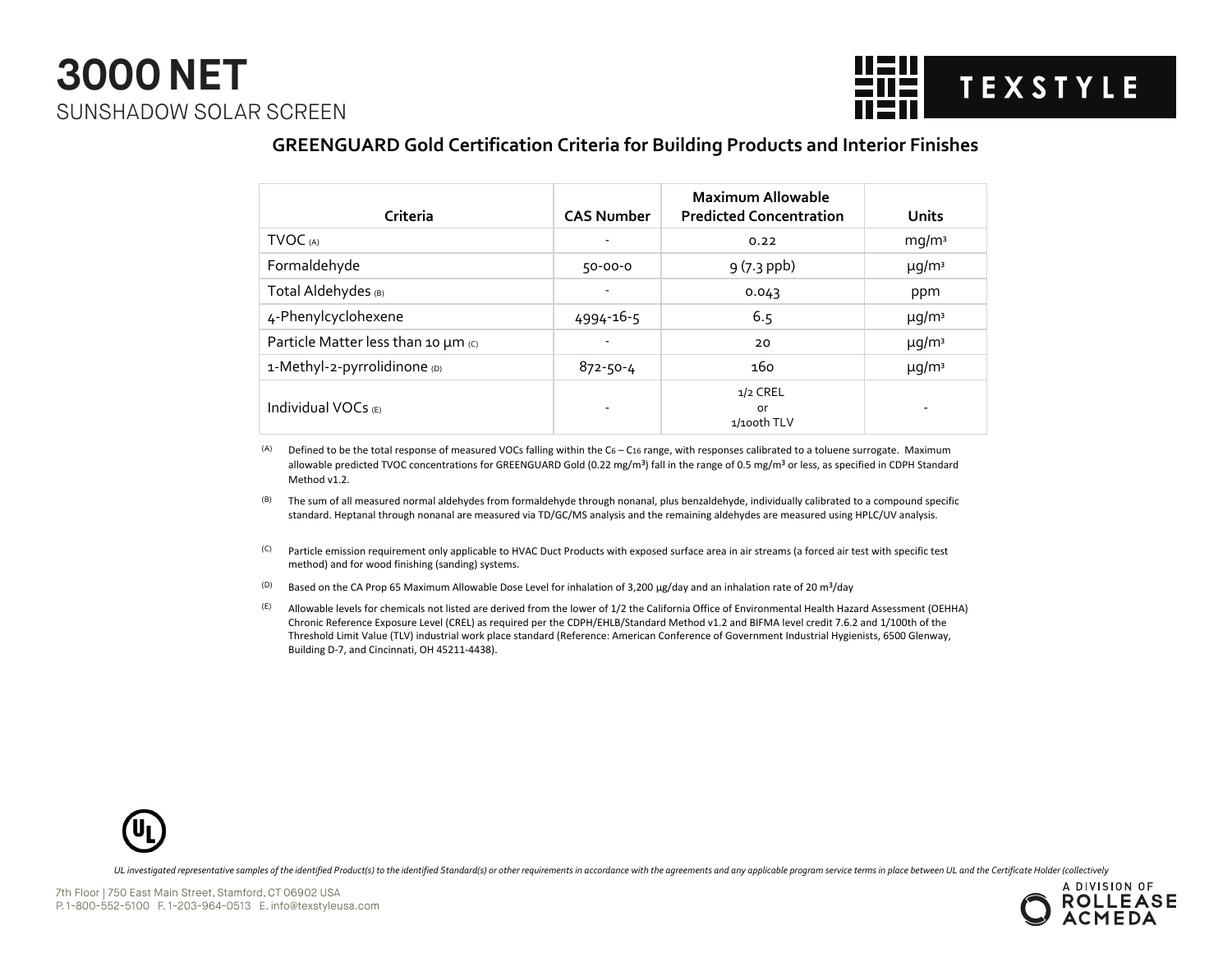# 3000 NET

SUNSHADOW SOLAR SCREEN

TEXSTYLE

## GREENGUARD Gold Certification Criteria for Building Products and Interior Finishes

| Criteria | CAS Number | Maximum Allowable Predicted Concentration | Units |
|---|---|---|---|
| TVOC (A) | - | 0.22 | $mg/m^3$ |
| Formaldehyde | 50-00-0 | 9 (7.3 ppb) | $\mu g/m^3$ |
| Total Aldehydes (B) | - | 0.043 | ppm |
| 4-Phenylcyclohexene | 4994-16-5 | 6.5 | $\mu g/m^3$ |
| Particle Matter less than 10 µm (C) | - | 20 | $\mu g/m^3$ |
| 1-Methyl-2-pyrrolidinone (D) | 872-50-4 | 160 | $\mu g/m^3$ |
| Individual VOCs (E) | - | 1/2 CREL or 1/100th TLV | - |

(A) Defined to be the total response of measured VOCs falling within the $C_6$ – $C_{16}$ range, with responses calibrated to a toluene surrogate. Maximum allowable predicted TVOC concentrations for GREENGUARD Gold (0.22 $mg/m^3$) fall in the range of 0.5 $mg/m^3$ or less, as specified in CDPH Standard Method v1.2.

(B) The sum of all measured normal aldehydes from formaldehyde through nonanal, plus benzaldehyde, individually calibrated to a compound specific standard. Heptanal through nonanal are measured via TD/GC/MS analysis and the remaining aldehydes are measured using HPLC/UV analysis.

(C) Particle emission requirement only applicable to HVAC Duct Products with exposed surface area in air streams (a forced air test with specific test method) and for wood finishing (sanding) systems.

(D) Based on the CA Prop 65 Maximum Allowable Dose Level for inhalation of 3,200 µg/day and an inhalation rate of 20 $m^3$/day

(E) Allowable levels for chemicals not listed are derived from the lower of 1/2 the California Office of Environmental Health Hazard Assessment (OEHHA) Chronic Reference Exposure Level (CREL) as required per the CDPH/EHLB/Standard Method v1.2 and BIFMA level credit 7.6.2 and 1/100th of the Threshold Limit Value (TLV) industrial work place standard (Reference: American Conference of Government Industrial Hygienists, 6500 Glenway, Building D-7, and Cincinnati, OH 45211-4438).

*UL investigated representative samples of the identified Product(s) to the identified Standard(s) or other requirements in accordance with the agreements and any applicable program service terms in place between UL and the Certificate Holder (collectively*

7th Floor | 750 East Main Street, Stamford, CT 06902 USA
P. 1-800-552-5100 F. 1-203-964-0513 E. info@texstyleusa.com

A DIVISION OF ROLLEASE ACMEDA